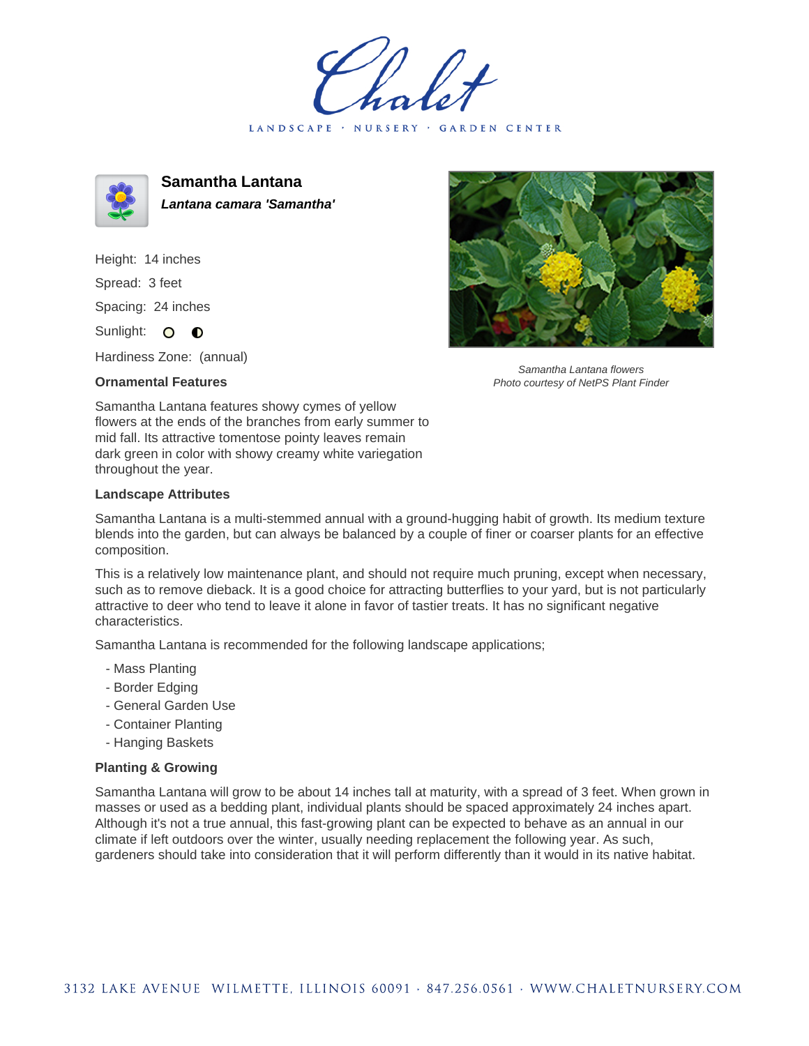# Samantha Lantana

***Lantana camara 'Samantha'***

Height: 14 inches

Spread: 3 feet

Spacing: 24 inches

Sunlight: ○ ◐

Hardiness Zone: (annual)

*Samantha Lantana flowers*
*Photo courtesy of NetPS Plant Finder*

### Ornamental Features

Samantha Lantana features showy cymes of yellow flowers at the ends of the branches from early summer to mid fall. Its attractive tomentose pointy leaves remain dark green in color with showy creamy white variegation throughout the year.

### Landscape Attributes

Samantha Lantana is a multi-stemmed annual with a ground-hugging habit of growth. Its medium texture blends into the garden, but can always be balanced by a couple of finer or coarser plants for an effective composition.

This is a relatively low maintenance plant, and should not require much pruning, except when necessary, such as to remove dieback. It is a good choice for attracting butterflies to your yard, but is not particularly attractive to deer who tend to leave it alone in favor of tastier treats. It has no significant negative characteristics.

Samantha Lantana is recommended for the following landscape applications;

- Mass Planting
- Border Edging
- General Garden Use
- Container Planting
- Hanging Baskets

### Planting & Growing

Samantha Lantana will grow to be about 14 inches tall at maturity, with a spread of 3 feet. When grown in masses or used as a bedding plant, individual plants should be spaced approximately 24 inches apart. Although it's not a true annual, this fast-growing plant can be expected to behave as an annual in our climate if left outdoors over the winter, usually needing replacement the following year. As such, gardeners should take into consideration that it will perform differently than it would in its native habitat.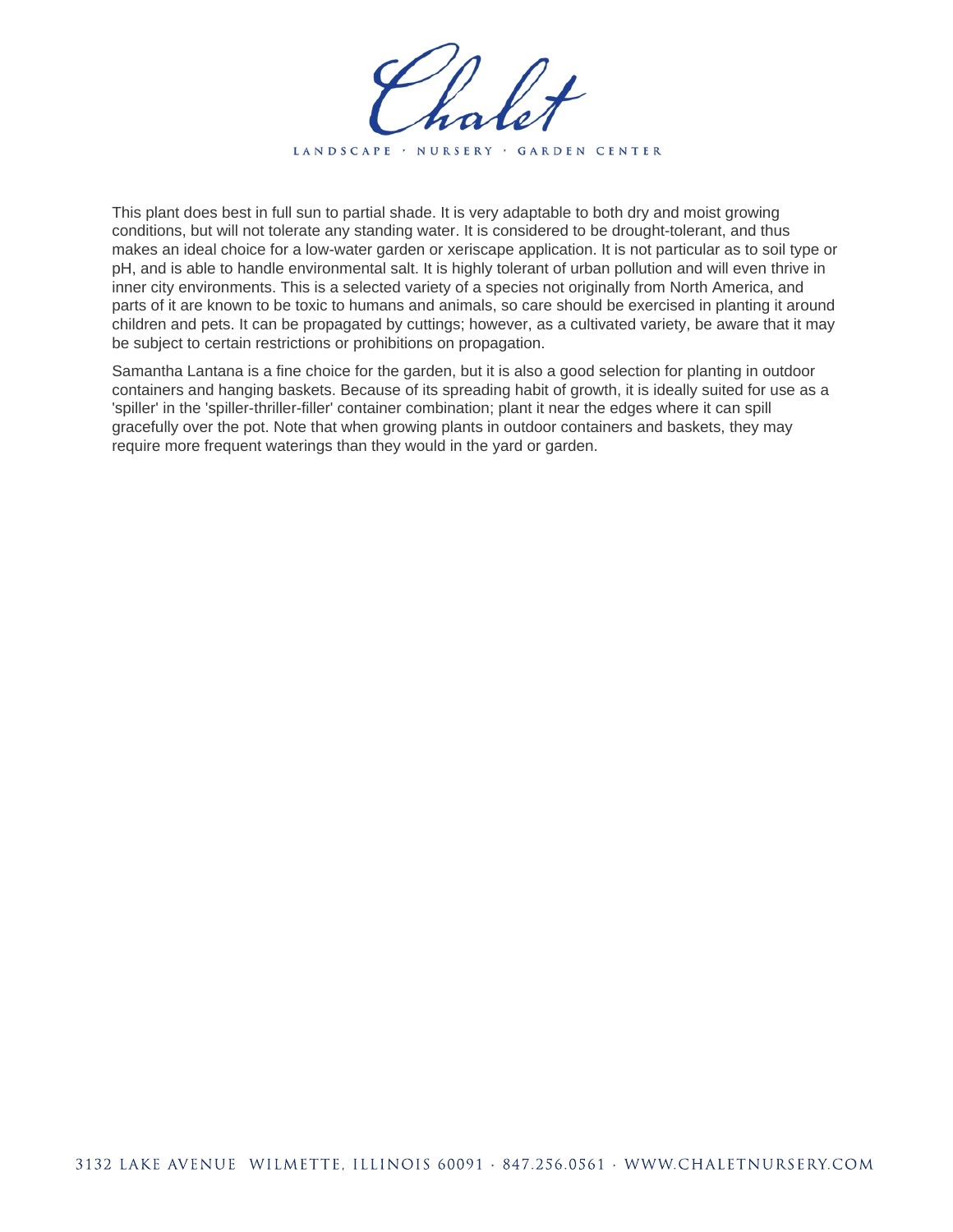This plant does best in full sun to partial shade. It is very adaptable to both dry and moist growing conditions, but will not tolerate any standing water. It is considered to be drought-tolerant, and thus makes an ideal choice for a low-water garden or xeriscape application. It is not particular as to soil type or pH, and is able to handle environmental salt. It is highly tolerant of urban pollution and will even thrive in inner city environments. This is a selected variety of a species not originally from North America, and parts of it are known to be toxic to humans and animals, so care should be exercised in planting it around children and pets. It can be propagated by cuttings; however, as a cultivated variety, be aware that it may be subject to certain restrictions or prohibitions on propagation.

Samantha Lantana is a fine choice for the garden, but it is also a good selection for planting in outdoor containers and hanging baskets. Because of its spreading habit of growth, it is ideally suited for use as a 'spiller' in the 'spiller-thriller-filler' container combination; plant it near the edges where it can spill gracefully over the pot. Note that when growing plants in outdoor containers and baskets, they may require more frequent waterings than they would in the yard or garden.